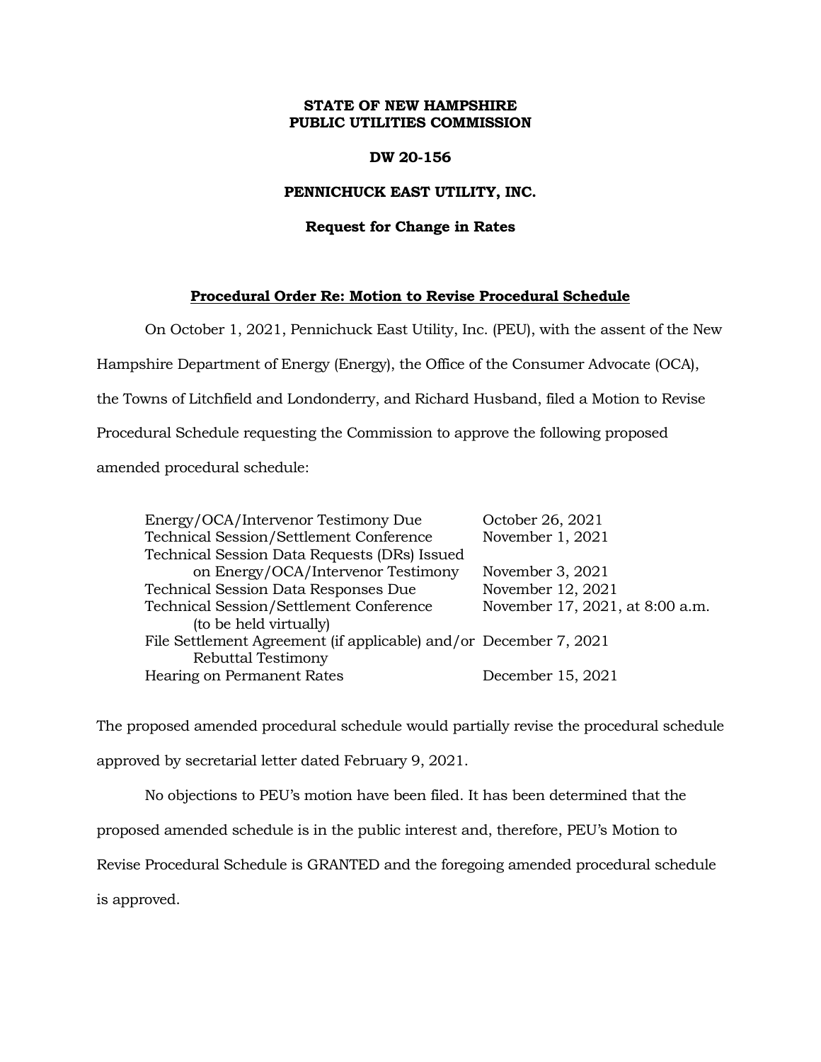**STATE OF NEW HAMPSHIRE**
**PUBLIC UTILITIES COMMISSION**

**DW 20-156**

**PENNICHUCK EAST UTILITY, INC.**

**Request for Change in Rates**

**<u>Procedural Order Re: Motion to Revise Procedural Schedule</u>**

On October 1, 2021, Pennichuck East Utility, Inc. (PEU), with the assent of the New Hampshire Department of Energy (Energy), the Office of the Consumer Advocate (OCA), the Towns of Litchfield and Londonderry, and Richard Husband, filed a Motion to Revise Procedural Schedule requesting the Commission to approve the following proposed amended procedural schedule:

| | |
|---|---|
| Energy/OCA/Intervenor Testimony Due | October 26, 2021 |
| Technical Session/Settlement Conference | November 1, 2021 |
| Technical Session Data Requests (DRs) Issued on Energy/OCA/Intervenor Testimony | November 3, 2021 |
| Technical Session Data Responses Due | November 12, 2021 |
| Technical Session/Settlement Conference (to be held virtually) | November 17, 2021, at 8:00 a.m. |
| File Settlement Agreement (if applicable) and/or Rebuttal Testimony | December 7, 2021 |
| Hearing on Permanent Rates | December 15, 2021 |

The proposed amended procedural schedule would partially revise the procedural schedule approved by secretarial letter dated February 9, 2021.

No objections to PEU's motion have been filed. It has been determined that the proposed amended schedule is in the public interest and, therefore, PEU's Motion to Revise Procedural Schedule is GRANTED and the foregoing amended procedural schedule is approved.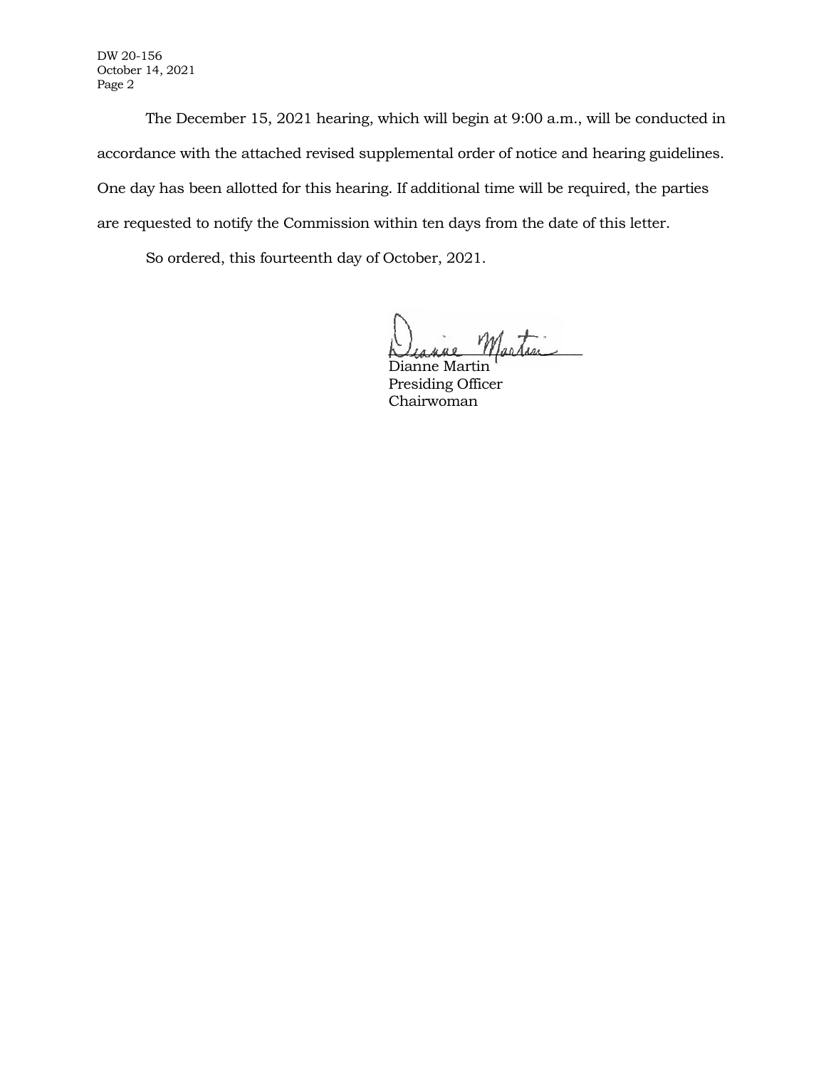The December 15, 2021 hearing, which will begin at 9:00 a.m., will be conducted in accordance with the attached revised supplemental order of notice and hearing guidelines. One day has been allotted for this hearing. If additional time will be required, the parties are requested to notify the Commission within ten days from the date of this letter.

So ordered, this fourteenth day of October, 2021.

Dianne Martin
Presiding Officer
Chairwoman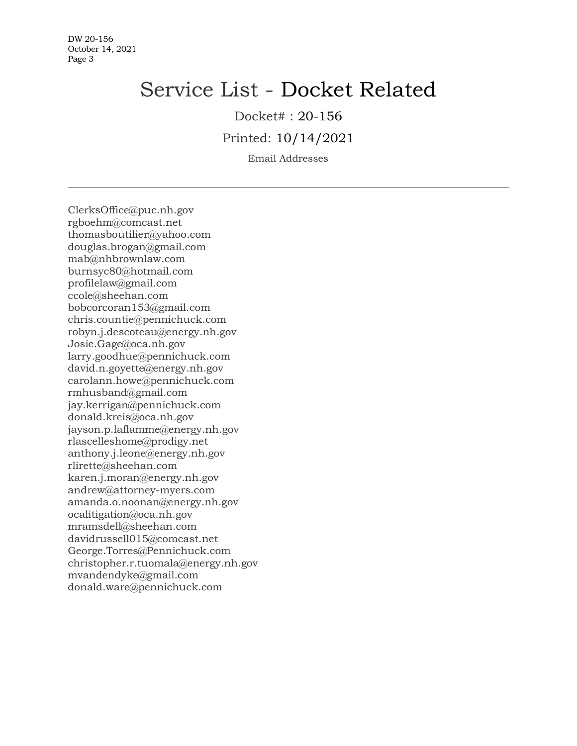# Service List - Docket Related

Docket# : 20-156

Printed: 10/14/2021

Email Addresses

---

ClerksOffice@puc.nh.gov
rgboehm@comcast.net
thomasboutilier@yahoo.com
douglas.brogan@gmail.com
mab@nhbrownlaw.com
burnsyc80@hotmail.com
profilelaw@gmail.com
ccole@sheehan.com
bobcorcoran153@gmail.com
chris.countie@pennichuck.com
robyn.j.descoteau@energy.nh.gov
Josie.Gage@oca.nh.gov
larry.goodhue@pennichuck.com
david.n.goyette@energy.nh.gov
carolann.howe@pennichuck.com
rmhusband@gmail.com
jay.kerrigan@pennichuck.com
donald.kreis@oca.nh.gov
jayson.p.laflamme@energy.nh.gov
rlascelleshome@prodigy.net
anthony.j.leone@energy.nh.gov
rlirette@sheehan.com
karen.j.moran@energy.nh.gov
andrew@attorney-myers.com
amanda.o.noonan@energy.nh.gov
ocalitigation@oca.nh.gov
mramsdell@sheehan.com
davidrussell015@comcast.net
George.Torres@Pennichuck.com
christopher.r.tuomala@energy.nh.gov
mvandendyke@gmail.com
donald.ware@pennichuck.com